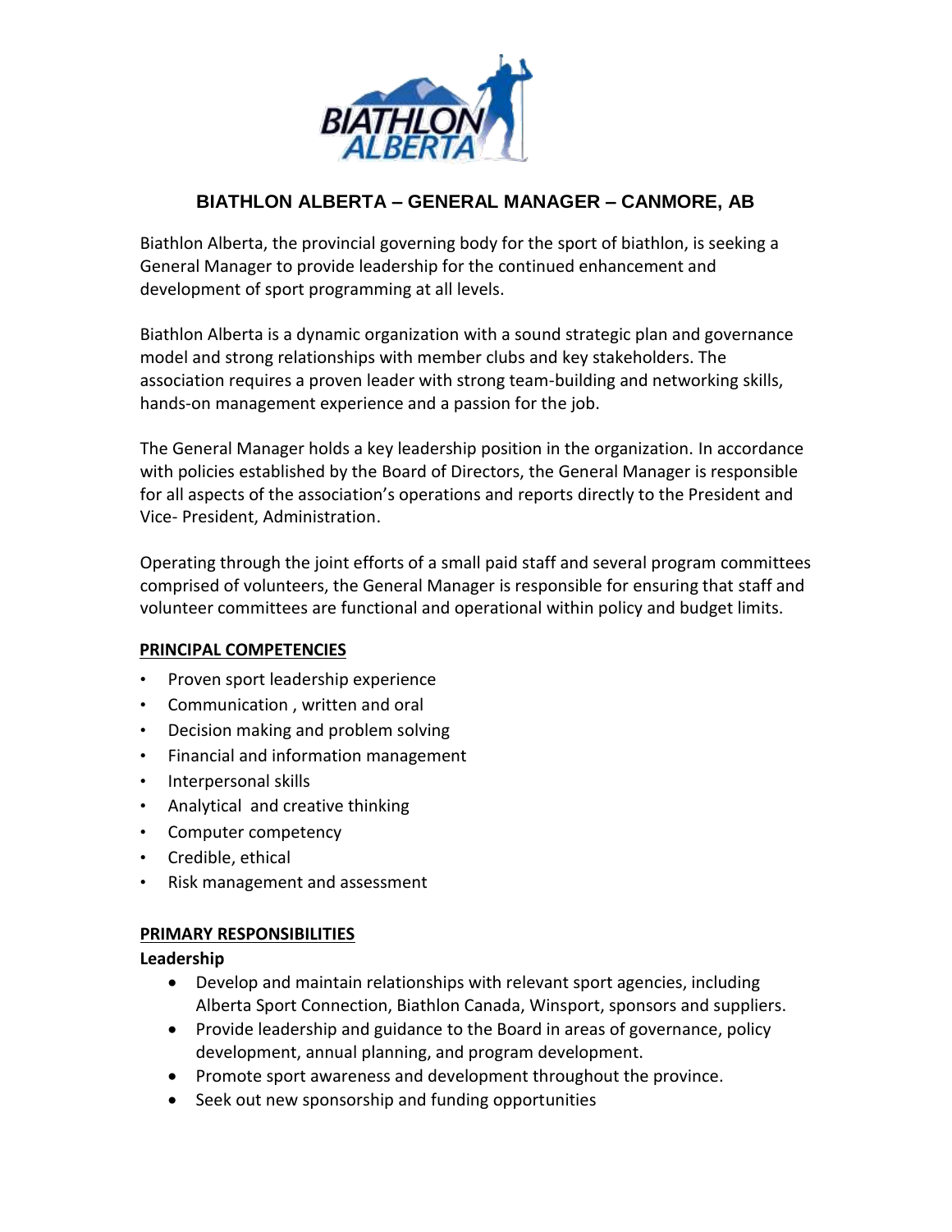# BIATHLON ALBERTA – GENERAL MANAGER – CANMORE, AB

Biathlon Alberta, the provincial governing body for the sport of biathlon, is seeking a General Manager to provide leadership for the continued enhancement and development of sport programming at all levels.

Biathlon Alberta is a dynamic organization with a sound strategic plan and governance model and strong relationships with member clubs and key stakeholders. The association requires a proven leader with strong team-building and networking skills, hands-on management experience and a passion for the job.

The General Manager holds a key leadership position in the organization. In accordance with policies established by the Board of Directors, the General Manager is responsible for all aspects of the association's operations and reports directly to the President and Vice- President, Administration.

Operating through the joint efforts of a small paid staff and several program committees comprised of volunteers, the General Manager is responsible for ensuring that staff and volunteer committees are functional and operational within policy and budget limits.

## PRINCIPAL COMPETENCIES

- Proven sport leadership experience
- Communication , written and oral
- Decision making and problem solving
- Financial and information management
- Interpersonal skills
- Analytical and creative thinking
- Computer competency
- Credible, ethical
- Risk management and assessment

## PRIMARY RESPONSIBILITIES

### Leadership

- Develop and maintain relationships with relevant sport agencies, including Alberta Sport Connection, Biathlon Canada, Winsport, sponsors and suppliers.
- Provide leadership and guidance to the Board in areas of governance, policy development, annual planning, and program development.
- Promote sport awareness and development throughout the province.
- Seek out new sponsorship and funding opportunities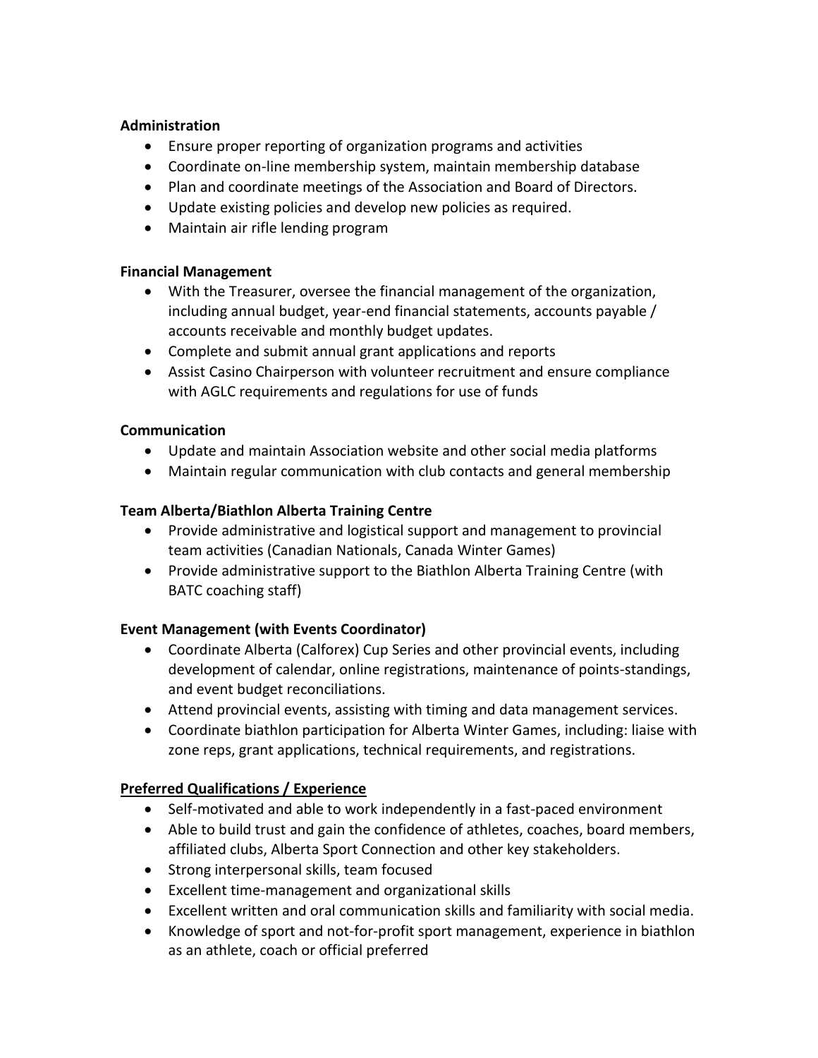**Administration**

- Ensure proper reporting of organization programs and activities
- Coordinate on-line membership system, maintain membership database
- Plan and coordinate meetings of the Association and Board of Directors.
- Update existing policies and develop new policies as required.
- Maintain air rifle lending program

**Financial Management**

- With the Treasurer, oversee the financial management of the organization, including annual budget, year-end financial statements, accounts payable / accounts receivable and monthly budget updates.
- Complete and submit annual grant applications and reports
- Assist Casino Chairperson with volunteer recruitment and ensure compliance with AGLC requirements and regulations for use of funds

**Communication**

- Update and maintain Association website and other social media platforms
- Maintain regular communication with club contacts and general membership

**Team Alberta/Biathlon Alberta Training Centre**

- Provide administrative and logistical support and management to provincial team activities (Canadian Nationals, Canada Winter Games)
- Provide administrative support to the Biathlon Alberta Training Centre (with BATC coaching staff)

**Event Management (with Events Coordinator)**

- Coordinate Alberta (Calforex) Cup Series and other provincial events, including development of calendar, online registrations, maintenance of points-standings, and event budget reconciliations.
- Attend provincial events, assisting with timing and data management services.
- Coordinate biathlon participation for Alberta Winter Games, including: liaise with zone reps, grant applications, technical requirements, and registrations.

**Preferred Qualifications / Experience**

- Self-motivated and able to work independently in a fast-paced environment
- Able to build trust and gain the confidence of athletes, coaches, board members, affiliated clubs, Alberta Sport Connection and other key stakeholders.
- Strong interpersonal skills, team focused
- Excellent time-management and organizational skills
- Excellent written and oral communication skills and familiarity with social media.
- Knowledge of sport and not-for-profit sport management, experience in biathlon as an athlete, coach or official preferred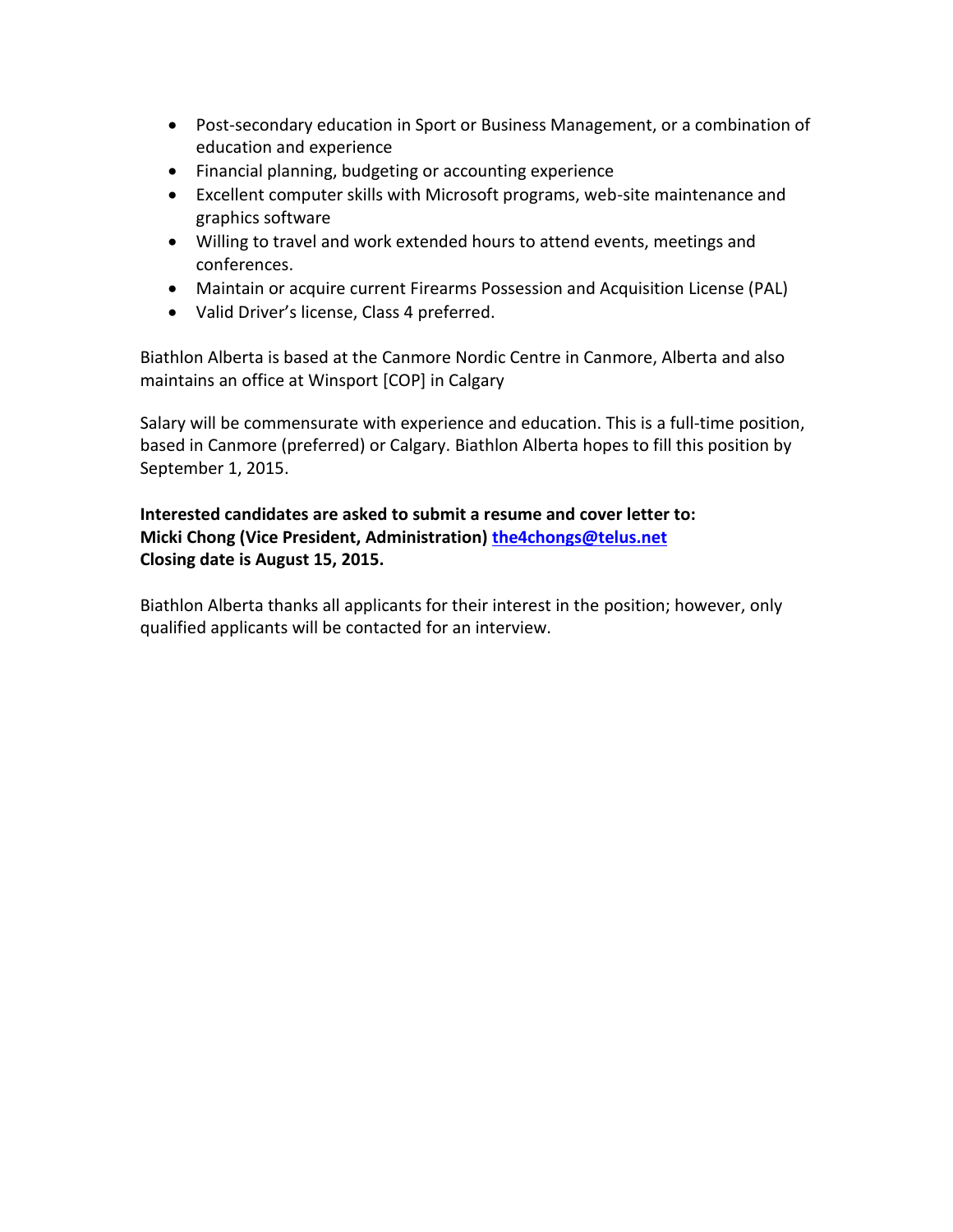- Post-secondary education in Sport or Business Management, or a combination of education and experience
- Financial planning, budgeting or accounting experience
- Excellent computer skills with Microsoft programs, web-site maintenance and graphics software
- Willing to travel and work extended hours to attend events, meetings and conferences.
- Maintain or acquire current Firearms Possession and Acquisition License (PAL)
- Valid Driver's license, Class 4 preferred.

Biathlon Alberta is based at the Canmore Nordic Centre in Canmore, Alberta and also maintains an office at Winsport [COP] in Calgary

Salary will be commensurate with experience and education. This is a full-time position, based in Canmore (preferred) or Calgary. Biathlon Alberta hopes to fill this position by September 1, 2015.

**Interested candidates are asked to submit a resume and cover letter to:**
**Micki Chong (Vice President, Administration) [the4chongs@telus.net](mailto:the4chongs@telus.net)**
**Closing date is August 15, 2015.**

Biathlon Alberta thanks all applicants for their interest in the position; however, only qualified applicants will be contacted for an interview.